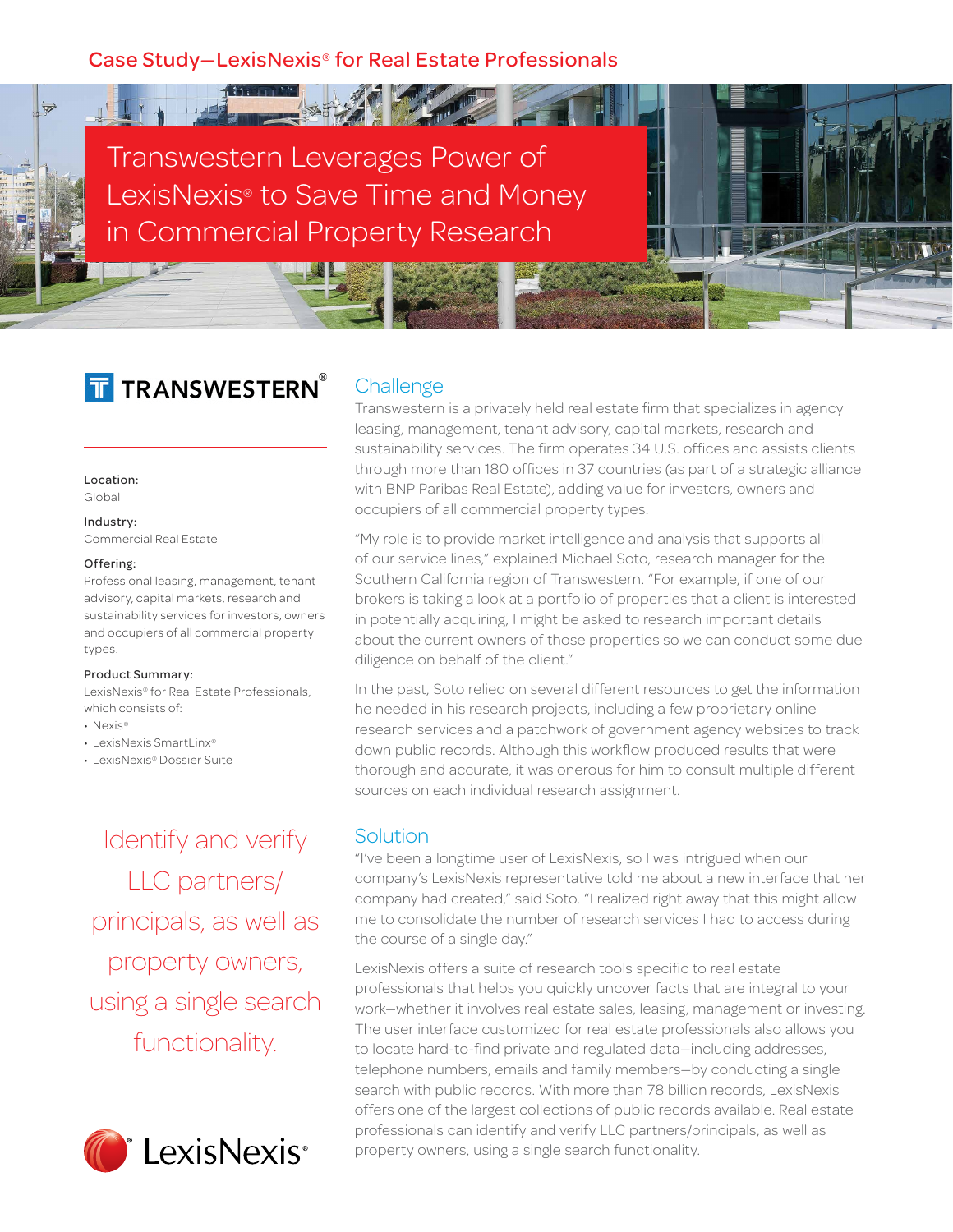Case Study—LexisNexis® for Real Estate Professionals

# Transwestern Leverages Power of LexisNexis® to Save Time and Money in Commercial Property Research

TRANSWESTERN®

**Location:**
Global

**Industry:**
Commercial Real Estate

**Offering:**
Professional leasing, management, tenant advisory, capital markets, research and sustainability services for investors, owners and occupiers of all commercial property types.

**Product Summary:**
LexisNexis® for Real Estate Professionals, which consists of:

- Nexis®
- LexisNexis SmartLinx®
- LexisNexis® Dossier Suite

Identify and verify LLC partners/ principals, as well as property owners, using a single search functionality.

## Challenge

Transwestern is a privately held real estate firm that specializes in agency leasing, management, tenant advisory, capital markets, research and sustainability services. The firm operates 34 U.S. offices and assists clients through more than 180 offices in 37 countries (as part of a strategic alliance with BNP Paribas Real Estate), adding value for investors, owners and occupiers of all commercial property types.

"My role is to provide market intelligence and analysis that supports all of our service lines," explained Michael Soto, research manager for the Southern California region of Transwestern. "For example, if one of our brokers is taking a look at a portfolio of properties that a client is interested in potentially acquiring, I might be asked to research important details about the current owners of those properties so we can conduct some due diligence on behalf of the client."

In the past, Soto relied on several different resources to get the information he needed in his research projects, including a few proprietary online research services and a patchwork of government agency websites to track down public records. Although this workflow produced results that were thorough and accurate, it was onerous for him to consult multiple different sources on each individual research assignment.

## Solution

"I've been a longtime user of LexisNexis, so I was intrigued when our company's LexisNexis representative told me about a new interface that her company had created," said Soto. "I realized right away that this might allow me to consolidate the number of research services I had to access during the course of a single day."

LexisNexis offers a suite of research tools specific to real estate professionals that helps you quickly uncover facts that are integral to your work—whether it involves real estate sales, leasing, management or investing. The user interface customized for real estate professionals also allows you to locate hard-to-find private and regulated data—including addresses, telephone numbers, emails and family members—by conducting a single search with public records. With more than 78 billion records, LexisNexis offers one of the largest collections of public records available. Real estate professionals can identify and verify LLC partners/principals, as well as property owners, using a single search functionality.

LexisNexis®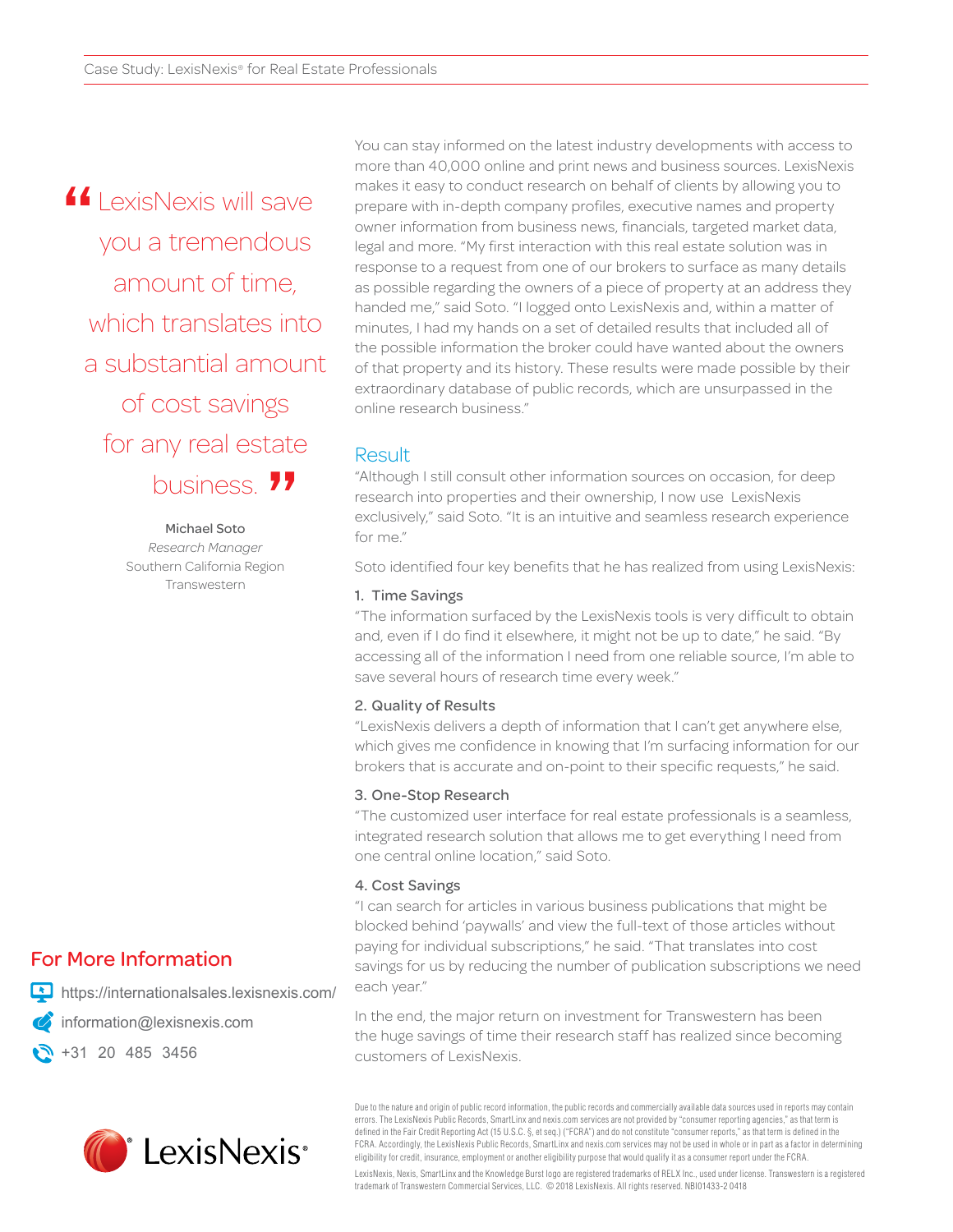> “LexisNexis will save you a tremendous amount of time, which translates into a substantial amount of cost savings for any real estate business.”

**Michael Soto**
*Research Manager*
Southern California Region
Transwestern

You can stay informed on the latest industry developments with access to more than 40,000 online and print news and business sources. LexisNexis makes it easy to conduct research on behalf of clients by allowing you to prepare with in-depth company profiles, executive names and property owner information from business news, financials, targeted market data, legal and more. “My first interaction with this real estate solution was in response to a request from one of our brokers to surface as many details as possible regarding the owners of a piece of property at an address they handed me,” said Soto. “I logged onto LexisNexis and, within a matter of minutes, I had my hands on a set of detailed results that included all of the possible information the broker could have wanted about the owners of that property and its history. These results were made possible by their extraordinary database of public records, which are unsurpassed in the online research business.”

## Result

“Although I still consult other information sources on occasion, for deep research into properties and their ownership, I now use LexisNexis exclusively,” said Soto. “It is an intuitive and seamless research experience for me.”

Soto identified four key benefits that he has realized from using LexisNexis:

**1. Time Savings**
“The information surfaced by the LexisNexis tools is very difficult to obtain and, even if I do find it elsewhere, it might not be up to date,” he said. “By accessing all of the information I need from one reliable source, I’m able to save several hours of research time every week.”

**2. Quality of Results**
“LexisNexis delivers a depth of information that I can’t get anywhere else, which gives me confidence in knowing that I’m surfacing information for our brokers that is accurate and on-point to their specific requests,” he said.

**3. One-Stop Research**
“The customized user interface for real estate professionals is a seamless, integrated research solution that allows me to get everything I need from one central online location,” said Soto.

**4. Cost Savings**
“I can search for articles in various business publications that might be blocked behind ‘paywalls’ and view the full-text of those articles without paying for individual subscriptions,” he said. “That translates into cost savings for us by reducing the number of publication subscriptions we need each year.”

In the end, the major return on investment for Transwestern has been the huge savings of time their research staff has realized since becoming customers of LexisNexis.

## For More Information

https://internationalsales.lexisnexis.com/
information@lexisnexis.com
+31 20 485 3456

LexisNexis®

Due to the nature and origin of public record information, the public records and commercially available data sources used in reports may contain errors. The LexisNexis Public Records, SmartLinx and nexis.com services are not provided by “consumer reporting agencies,” as that term is defined in the Fair Credit Reporting Act (15 U.S.C. §, et seq.) (“FCRA”) and do not constitute “consumer reports,” as that term is defined in the FCRA. Accordingly, the LexisNexis Public Records, SmartLinx and nexis.com services may not be used in whole or in part as a factor in determining eligibility for credit, insurance, employment or another eligibility purpose that would qualify it as a consumer report under the FCRA.

LexisNexis, Nexis, SmartLinx and the Knowledge Burst logo are registered trademarks of RELX Inc., used under license. Transwestern is a registered trademark of Transwestern Commercial Services, LLC. © 2018 LexisNexis. All rights reserved. NBI01433-2 0418